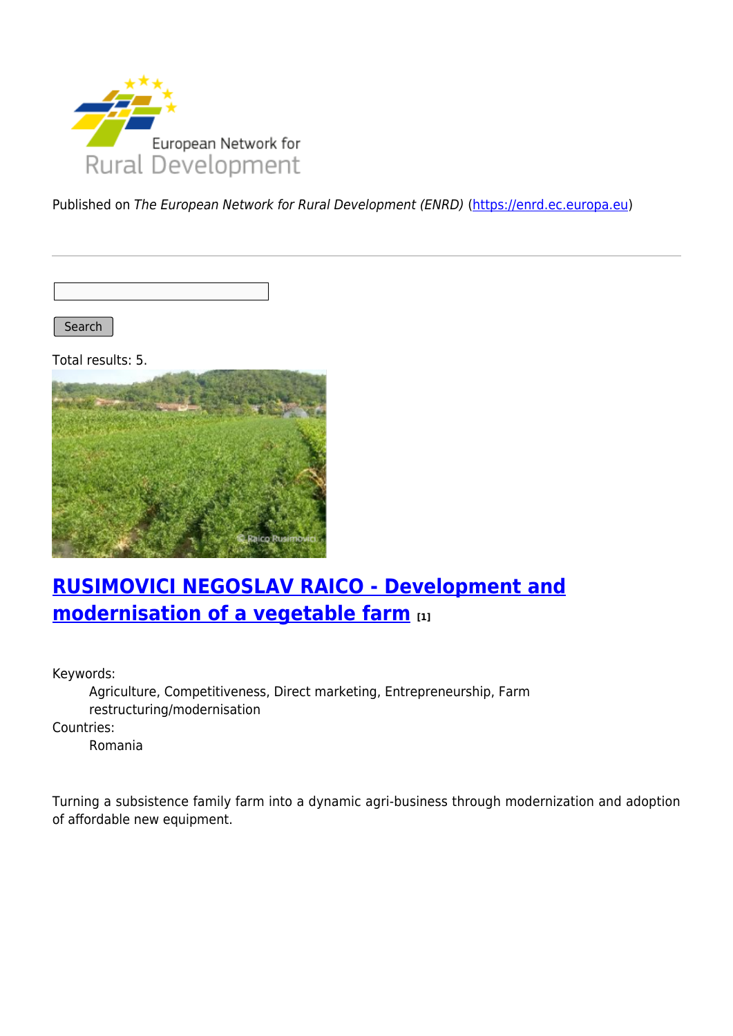Published on *The European Network for Rural Development (ENRD)* (https://enrd.ec.europa.eu)

Search

Total results: 5.

## RUSIMOVICI NEGOSLAV RAICO - Development and modernisation of a vegetable farm [1]

Keywords:
  Agriculture, Competitiveness, Direct marketing, Entrepreneurship, Farm restructuring/modernisation

Countries:
  Romania

Turning a subsistence family farm into a dynamic agri-business through modernization and adoption of affordable new equipment.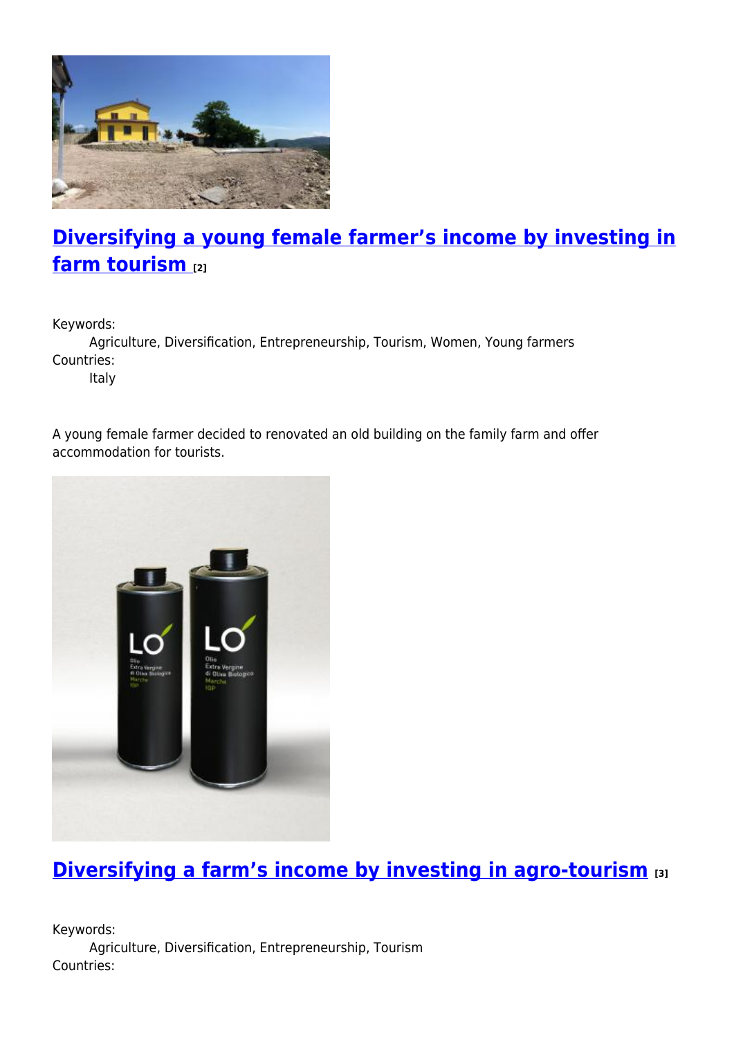## Diversifying a young female farmer's income by investing in farm tourism [2]

Keywords:
    Agriculture, Diversification, Entrepreneurship, Tourism, Women, Young farmers
Countries:
    Italy

A young female farmer decided to renovated an old building on the family farm and offer accommodation for tourists.

## Diversifying a farm's income by investing in agro-tourism [3]

Keywords:
    Agriculture, Diversification, Entrepreneurship, Tourism
Countries: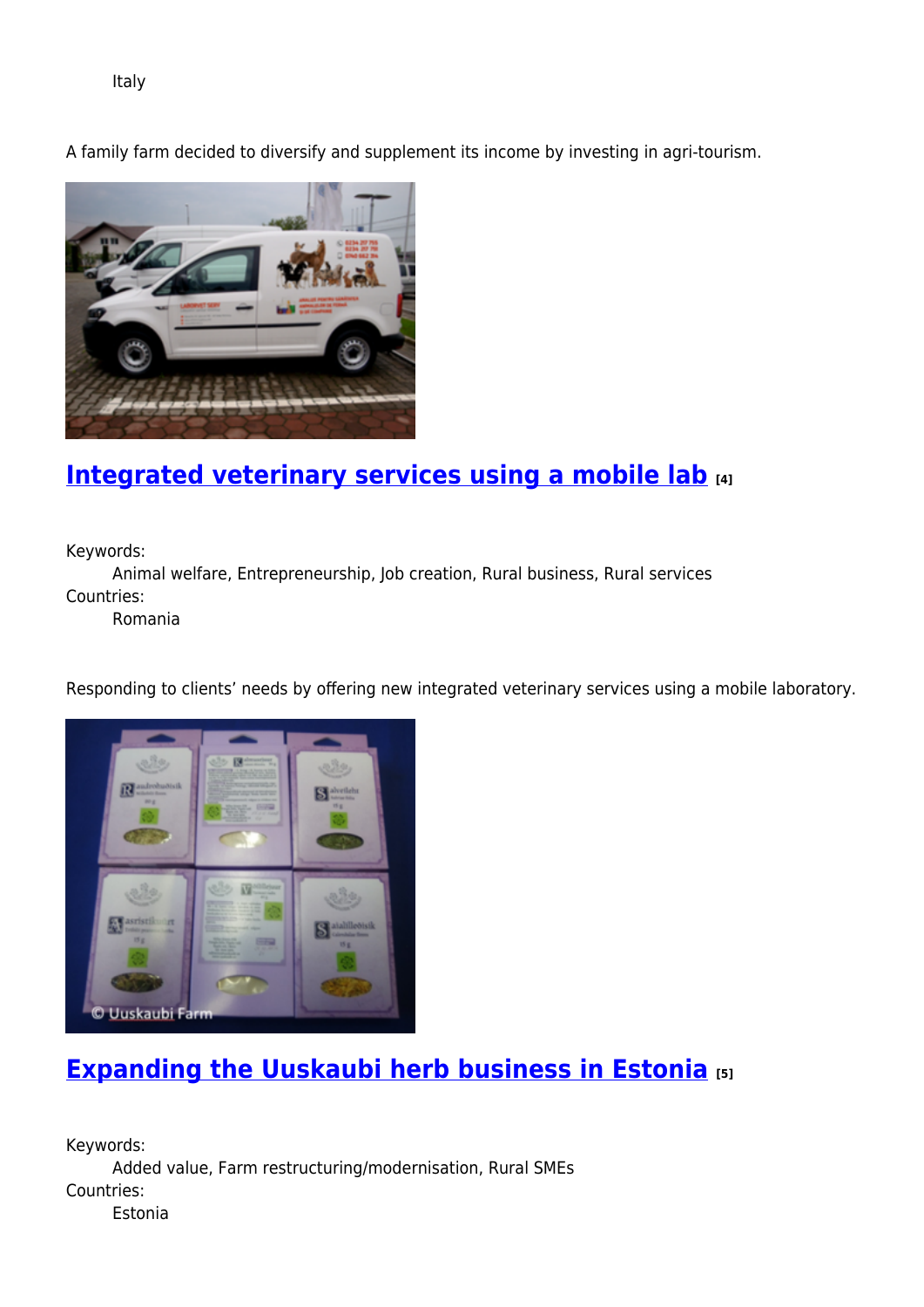Italy

A family farm decided to diversify and supplement its income by investing in agri-tourism.

## Integrated veterinary services using a mobile lab [4]

Keywords:
Animal welfare, Entrepreneurship, Job creation, Rural business, Rural services

Countries:
Romania

Responding to clients' needs by offering new integrated veterinary services using a mobile laboratory.

## Expanding the Uuskaubi herb business in Estonia [5]

Keywords:
Added value, Farm restructuring/modernisation, Rural SMEs

Countries:
Estonia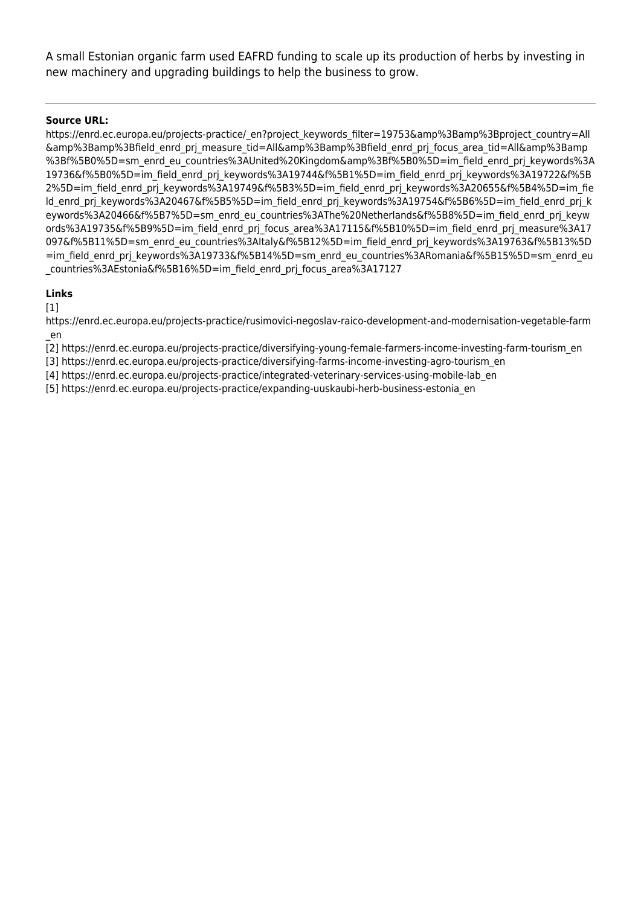A small Estonian organic farm used EAFRD funding to scale up its production of herbs by investing in new machinery and upgrading buildings to help the business to grow.

---

**Source URL:**
https://enrd.ec.europa.eu/projects-practice/_en?project_keywords_filter=19753&amp%3Bamp%3Bproject_country=All&amp%3Bamp%3Bfield_enrd_prj_measure_tid=All&amp%3Bamp%3Bfield_enrd_prj_focus_area_tid=All&amp%3Bamp%3Bf%5B0%5D=sm_enrd_eu_countries%3AUnited%20Kingdom&amp%3Bf%5B0%5D=im_field_enrd_prj_keywords%3A19736&f%5B0%5D=im_field_enrd_prj_keywords%3A19744&f%5B1%5D=im_field_enrd_prj_keywords%3A19722&f%5B2%5D=im_field_enrd_prj_keywords%3A19749&f%5B3%5D=im_field_enrd_prj_keywords%3A20655&f%5B4%5D=im_field_enrd_prj_keywords%3A20467&f%5B5%5D=im_field_enrd_prj_keywords%3A19754&f%5B6%5D=im_field_enrd_prj_keywords%3A20466&f%5B7%5D=sm_enrd_eu_countries%3AThe%20Netherlands&f%5B8%5D=im_field_enrd_prj_keywords%3A19735&f%5B9%5D=im_field_enrd_prj_focus_area%3A17115&f%5B10%5D=im_field_enrd_prj_measure%3A17097&f%5B11%5D=sm_enrd_eu_countries%3AItaly&f%5B12%5D=im_field_enrd_prj_keywords%3A19763&f%5B13%5D=im_field_enrd_prj_keywords%3A19733&f%5B14%5D=sm_enrd_eu_countries%3ARomania&f%5B15%5D=sm_enrd_eu_countries%3AEstonia&f%5B16%5D=im_field_enrd_prj_focus_area%3A17127

**Links**

[1] https://enrd.ec.europa.eu/projects-practice/rusimovici-negoslav-raico-development-and-modernisation-vegetable-farm_en
[2] https://enrd.ec.europa.eu/projects-practice/diversifying-young-female-farmers-income-investing-farm-tourism_en
[3] https://enrd.ec.europa.eu/projects-practice/diversifying-farms-income-investing-agro-tourism_en
[4] https://enrd.ec.europa.eu/projects-practice/integrated-veterinary-services-using-mobile-lab_en
[5] https://enrd.ec.europa.eu/projects-practice/expanding-uuskaubi-herb-business-estonia_en